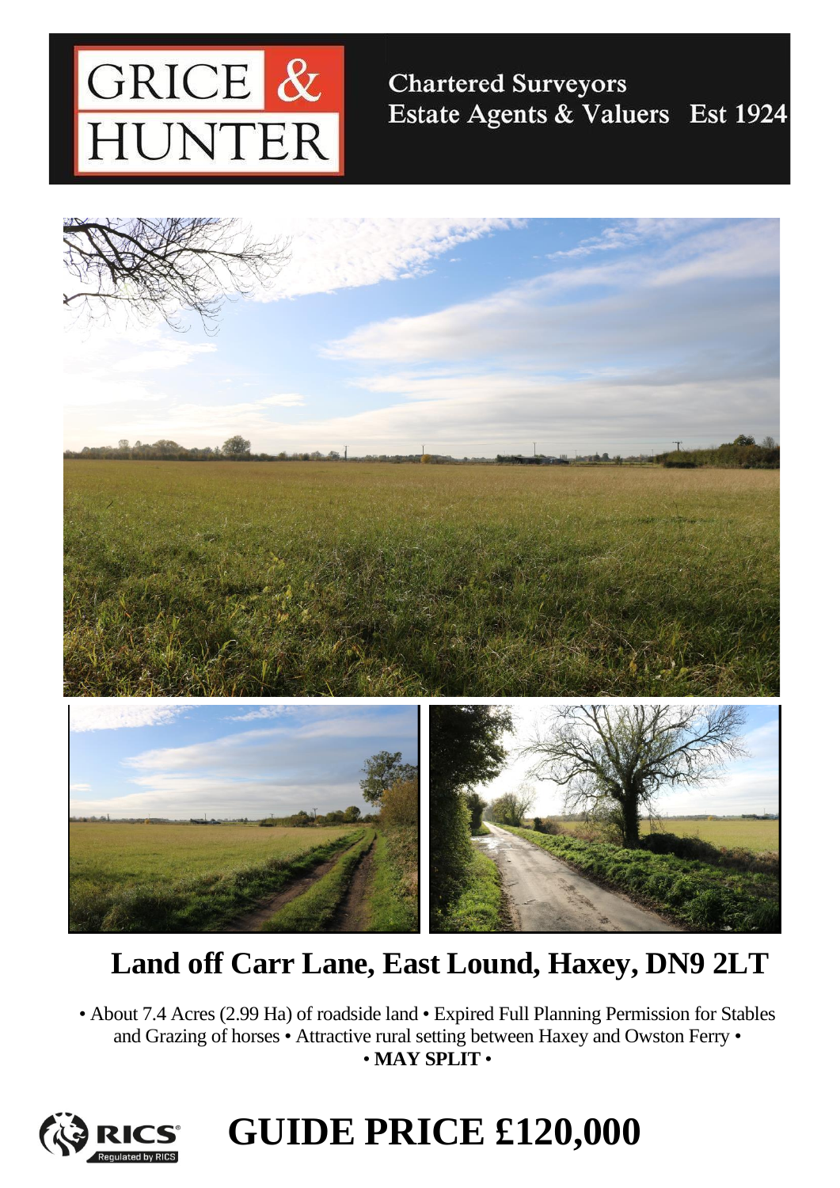GRICE & HUNTER

Chartered Surveyors
Estate Agents & Valuers Est 1924

# Land off Carr Lane, East Lound, Haxey, DN9 2LT

• About 7.4 Acres (2.99 Ha) of roadside land • Expired Full Planning Permission for Stables and Grazing of horses • Attractive rural setting between Haxey and Owston Ferry •
• **MAY SPLIT** •

RICS Regulated by RICS

# GUIDE PRICE £120,000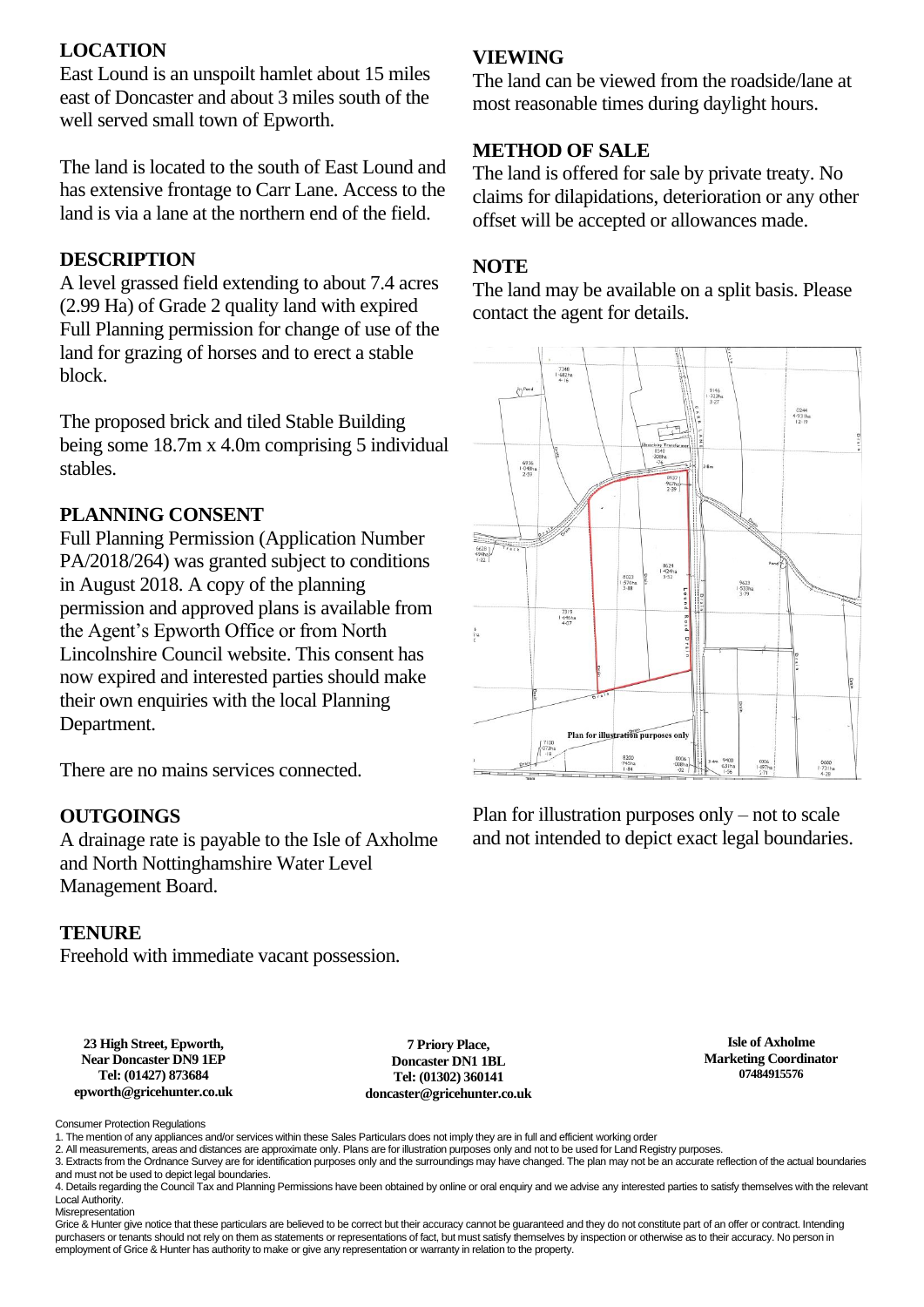## LOCATION

East Lound is an unspoilt hamlet about 15 miles east of Doncaster and about 3 miles south of the well served small town of Epworth.

The land is located to the south of East Lound and has extensive frontage to Carr Lane. Access to the land is via a lane at the northern end of the field.

## DESCRIPTION

A level grassed field extending to about 7.4 acres (2.99 Ha) of Grade 2 quality land with expired Full Planning permission for change of use of the land for grazing of horses and to erect a stable block.

The proposed brick and tiled Stable Building being some 18.7m x 4.0m comprising 5 individual stables.

## PLANNING CONSENT

Full Planning Permission (Application Number PA/2018/264) was granted subject to conditions in August 2018. A copy of the planning permission and approved plans is available from the Agent's Epworth Office or from North Lincolnshire Council website. This consent has now expired and interested parties should make their own enquiries with the local Planning Department.

There are no mains services connected.

## OUTGOINGS

A drainage rate is payable to the Isle of Axholme and North Nottinghamshire Water Level Management Board.

## TENURE

Freehold with immediate vacant possession.

## VIEWING

The land can be viewed from the roadside/lane at most reasonable times during daylight hours.

## METHOD OF SALE

The land is offered for sale by private treaty. No claims for dilapidations, deterioration or any other offset will be accepted or allowances made.

## NOTE

The land may be available on a split basis. Please contact the agent for details.

Plan for illustration purposes only

Plan for illustration purposes only – not to scale and not intended to depict exact legal boundaries.

**23 High Street, Epworth,**
**Near Doncaster DN9 1EP**
**Tel: (01427) 873684**
**epworth@gricehunter.co.uk**

**7 Priory Place,**
**Doncaster DN1 1BL**
**Tel: (01302) 360141**
**doncaster@gricehunter.co.uk**

**Isle of Axholme**
**Marketing Coordinator**
**07484915576**

Consumer Protection Regulations

1. The mention of any appliances and/or services within these Sales Particulars does not imply they are in full and efficient working order
2. All measurements, areas and distances are approximate only. Plans are for illustration purposes only and not to be used for Land Registry purposes.
3. Extracts from the Ordnance Survey are for identification purposes only and the surroundings may have changed. The plan may not be an accurate reflection of the actual boundaries and must not be used to depict legal boundaries.
4. Details regarding the Council Tax and Planning Permissions have been obtained by online or oral enquiry and we advise any interested parties to satisfy themselves with the relevant Local Authority.

Misrepresentation

Grice & Hunter give notice that these particulars are believed to be correct but their accuracy cannot be guaranteed and they do not constitute part of an offer or contract. Intending purchasers or tenants should not rely on them as statements or representations of fact, but must satisfy themselves by inspection or otherwise as to their accuracy. No person in employment of Grice & Hunter has authority to make or give any representation or warranty in relation to the property.